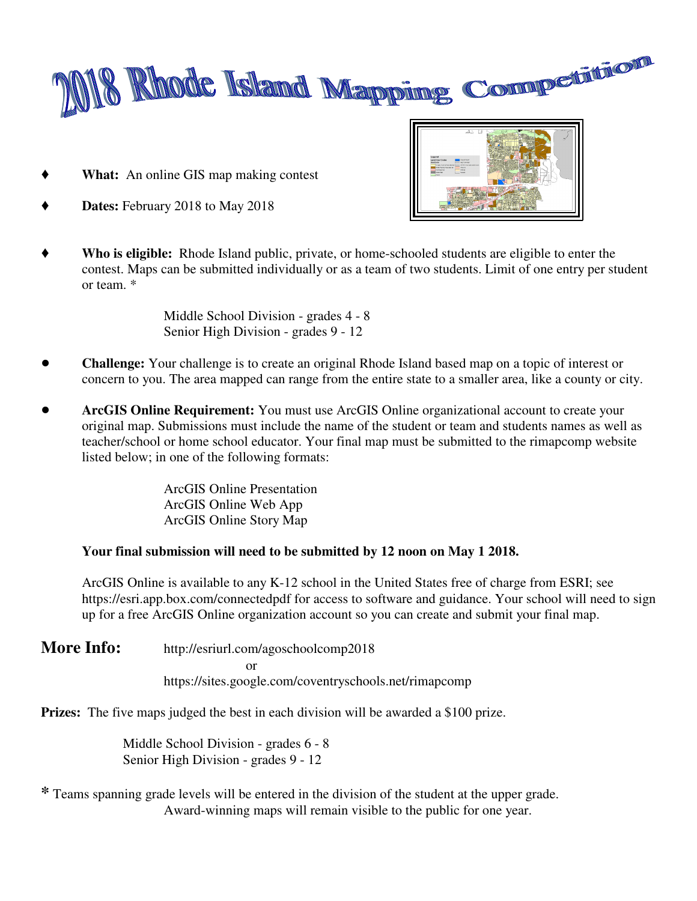# 2018 Rhode Island Mapping Competition

- **What:** An online GIS map making contest
- **Dates:** February 2018 to May 2018
- **Who is eligible:** Rhode Island public, private, or home-schooled students are eligible to enter the contest. Maps can be submitted individually or as a team of two students. Limit of one entry per student or team. *

  Middle School Division - grades 4 - 8
  Senior High Division - grades 9 - 12

- **Challenge:** Your challenge is to create an original Rhode Island based map on a topic of interest or concern to you. The area mapped can range from the entire state to a smaller area, like a county or city.
- **ArcGIS Online Requirement:** You must use ArcGIS Online organizational account to create your original map. Submissions must include the name of the student or team and students names as well as teacher/school or home school educator. Your final map must be submitted to the rimapcomp website listed below; in one of the following formats:

  ArcGIS Online Presentation
  ArcGIS Online Web App
  ArcGIS Online Story Map

  **Your final submission will need to be submitted by 12 noon on May 1 2018.**

  ArcGIS Online is available to any K-12 school in the United States free of charge from ESRI; see https://esri.app.box.com/connectedpdf for access to software and guidance. Your school will need to sign up for a free ArcGIS Online organization account so you can create and submit your final map.

**More Info:** http://esriurl.com/agoschoolcomp2018
or
https://sites.google.com/coventryschools.net/rimapcomp

**Prizes:** The five maps judged the best in each division will be awarded a $100 prize.

Middle School Division - grades 6 - 8
Senior High Division - grades 9 - 12

* Teams spanning grade levels will be entered in the division of the student at the upper grade.
Award-winning maps will remain visible to the public for one year.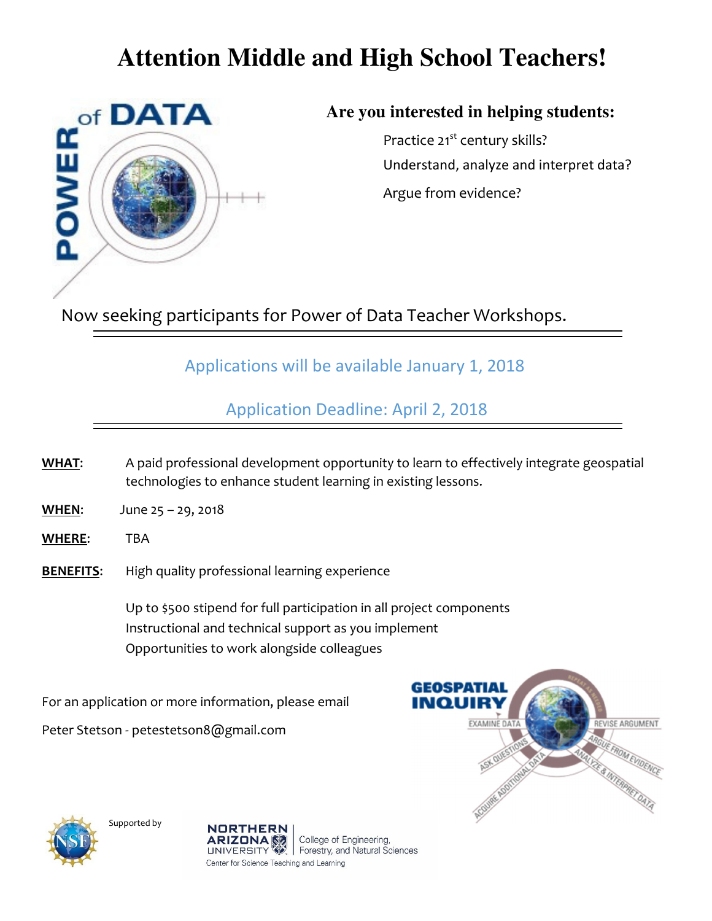# Attention Middle and High School Teachers!

POWER of DATA

### Are you interested in helping students:

Practice 21st century skills?

Understand, analyze and interpret data?

Argue from evidence?

Now seeking participants for Power of Data Teacher Workshops.

Applications will be available January 1, 2018

Application Deadline: April 2, 2018

**WHAT**: A paid professional development opportunity to learn to effectively integrate geospatial technologies to enhance student learning in existing lessons.

**WHEN**: June 25 – 29, 2018

**WHERE**: TBA

**BENEFITS**: High quality professional learning experience

Up to $500 stipend for full participation in all project components
Instructional and technical support as you implement
Opportunities to work alongside colleagues

For an application or more information, please email

Peter Stetson - petestetson8@gmail.com

GEOSPATIAL INQUIRY

EXAMINE DATA
REVISE ARGUMENT
REPEAT AS NEEDED
ASK QUESTIONS
ARGUE FROM EVIDENCE
ACQUIRE ADDITIONAL DATA
ANALYZE & INTERPRET DATA

Supported by

NSF

NORTHERN ARIZONA UNIVERSITY | College of Engineering, Forestry, and Natural Sciences
Center for Science Teaching and Learning